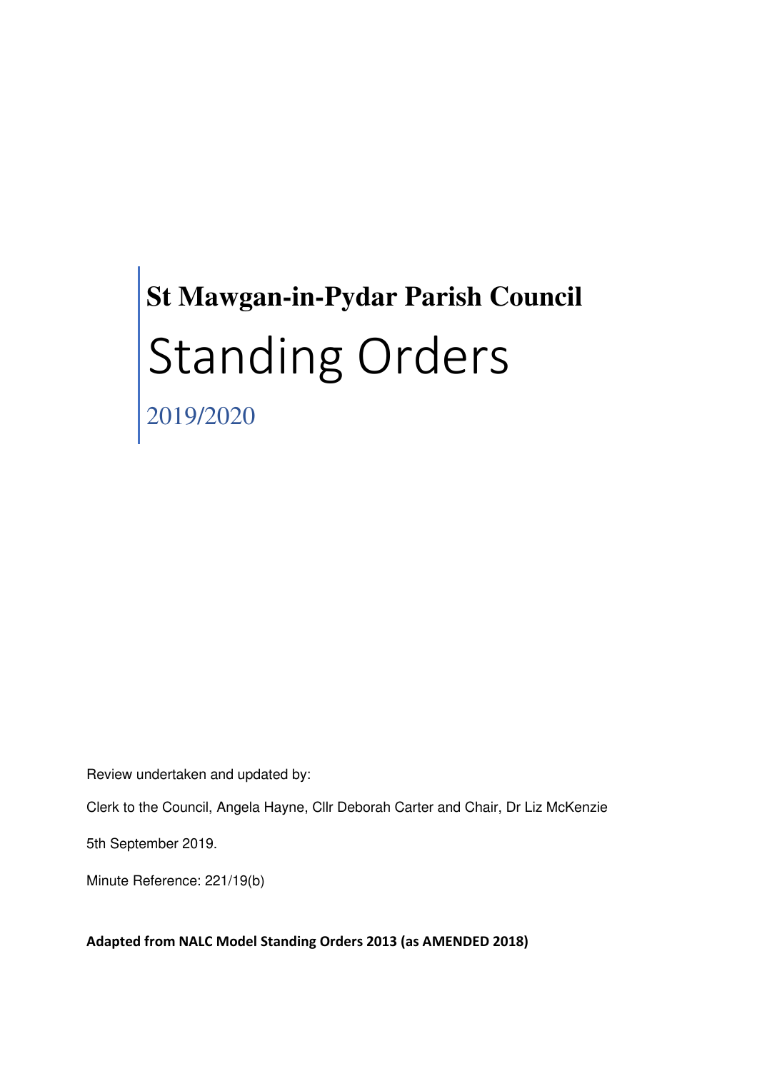**St Mawgan-in-Pydar Parish Council**

# Standing Orders

2019/2020

Review undertaken and updated by:

Clerk to the Council, Angela Hayne, Cllr Deborah Carter and Chair, Dr Liz McKenzie

5th September 2019.

Minute Reference: 221/19(b)

**Adapted from NALC Model Standing Orders 2013 (as AMENDED 2018)**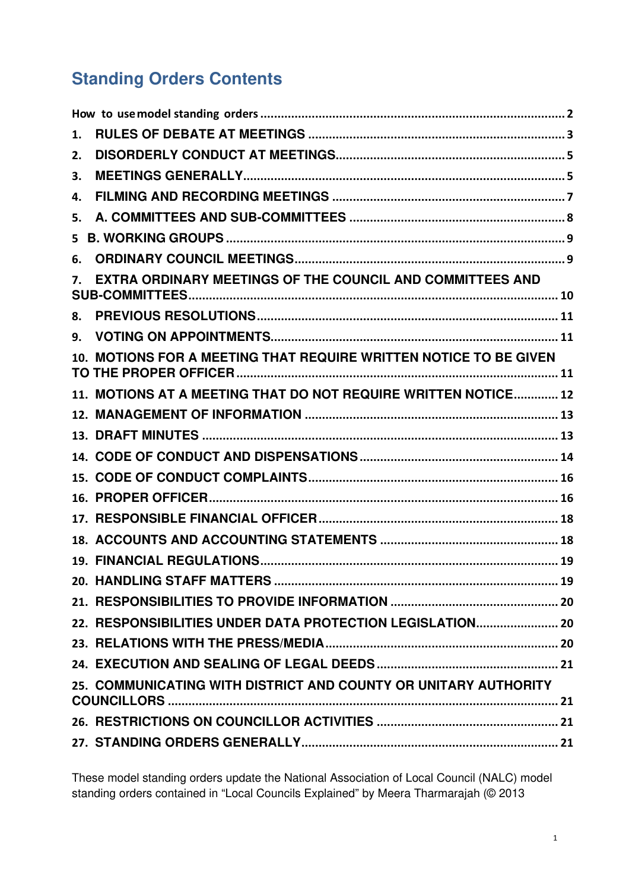## Standing Orders Contents

How to use model standing orders ........................................................................................ 2

1. RULES OF DEBATE AT MEETINGS ........................................................................ 3
2. DISORDERLY CONDUCT AT MEETINGS................................................................. 5
3. MEETINGS GENERALLY.......................................................................................... 5
4. FILMING AND RECORDING MEETINGS ................................................................... 7
5. A. COMMITTEES AND SUB-COMMITTEES ............................................................ 8

5 B. WORKING GROUPS ................................................................................................ 9

6. ORDINARY COUNCIL MEETINGS............................................................................ 9
7. EXTRA ORDINARY MEETINGS OF THE COUNCIL AND COMMITTEES AND SUB-COMMITTEES........................................................................................................ 10
8. PREVIOUS RESOLUTIONS..................................................................................... 11
9. VOTING ON APPOINTMENTS.................................................................................. 11
10. MOTIONS FOR A MEETING THAT REQUIRE WRITTEN NOTICE TO BE GIVEN TO THE PROPER OFFICER ............................................................................................. 11
11. MOTIONS AT A MEETING THAT DO NOT REQUIRE WRITTEN NOTICE............. 12
12. MANAGEMENT OF INFORMATION ....................................................................... 13
13. DRAFT MINUTES ..................................................................................................... 13
14. CODE OF CONDUCT AND DISPENSATIONS ......................................................... 14
15. CODE OF CONDUCT COMPLAINTS........................................................................ 16
16. PROPER OFFICER..................................................................................................... 16
17. RESPONSIBLE FINANCIAL OFFICER...................................................................... 18
18. ACCOUNTS AND ACCOUNTING STATEMENTS .................................................... 18
19. FINANCIAL REGULATIONS...................................................................................... 19
20. HANDLING STAFF MATTERS .................................................................................. 19
21. RESPONSIBILITIES TO PROVIDE INFORMATION ................................................ 20
22. RESPONSIBILITIES UNDER DATA PROTECTION LEGISLATION........................ 20
23. RELATIONS WITH THE PRESS/MEDIA.................................................................... 20
24. EXECUTION AND SEALING OF LEGAL DEEDS ..................................................... 21
25. COMMUNICATING WITH DISTRICT AND COUNTY OR UNITARY AUTHORITY COUNCILLORS ................................................................................................................ 21
26. RESTRICTIONS ON COUNCILLOR ACTIVITIES ..................................................... 21
27. STANDING ORDERS GENERALLY.......................................................................... 21

These model standing orders update the National Association of Local Council (NALC) model standing orders contained in "Local Councils Explained" by Meera Tharmarajah (© 2013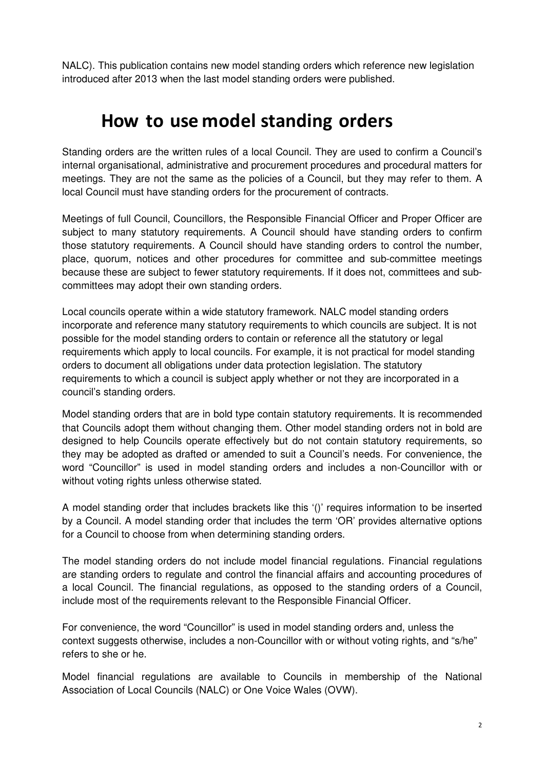NALC). This publication contains new model standing orders which reference new legislation introduced after 2013 when the last model standing orders were published.

# How to use model standing orders

Standing orders are the written rules of a local Council. They are used to confirm a Council's internal organisational, administrative and procurement procedures and procedural matters for meetings. They are not the same as the policies of a Council, but they may refer to them. A local Council must have standing orders for the procurement of contracts.

Meetings of full Council, Councillors, the Responsible Financial Officer and Proper Officer are subject to many statutory requirements. A Council should have standing orders to confirm those statutory requirements. A Council should have standing orders to control the number, place, quorum, notices and other procedures for committee and sub-committee meetings because these are subject to fewer statutory requirements. If it does not, committees and sub-committees may adopt their own standing orders.

Local councils operate within a wide statutory framework. NALC model standing orders incorporate and reference many statutory requirements to which councils are subject. It is not possible for the model standing orders to contain or reference all the statutory or legal requirements which apply to local councils. For example, it is not practical for model standing orders to document all obligations under data protection legislation. The statutory requirements to which a council is subject apply whether or not they are incorporated in a council's standing orders.

Model standing orders that are in bold type contain statutory requirements. It is recommended that Councils adopt them without changing them. Other model standing orders not in bold are designed to help Councils operate effectively but do not contain statutory requirements, so they may be adopted as drafted or amended to suit a Council's needs. For convenience, the word "Councillor" is used in model standing orders and includes a non-Councillor with or without voting rights unless otherwise stated.

A model standing order that includes brackets like this '()' requires information to be inserted by a Council. A model standing order that includes the term 'OR' provides alternative options for a Council to choose from when determining standing orders.

The model standing orders do not include model financial regulations. Financial regulations are standing orders to regulate and control the financial affairs and accounting procedures of a local Council. The financial regulations, as opposed to the standing orders of a Council, include most of the requirements relevant to the Responsible Financial Officer.

For convenience, the word "Councillor" is used in model standing orders and, unless the context suggests otherwise, includes a non-Councillor with or without voting rights, and "s/he" refers to she or he.

Model financial regulations are available to Councils in membership of the National Association of Local Councils (NALC) or One Voice Wales (OVW).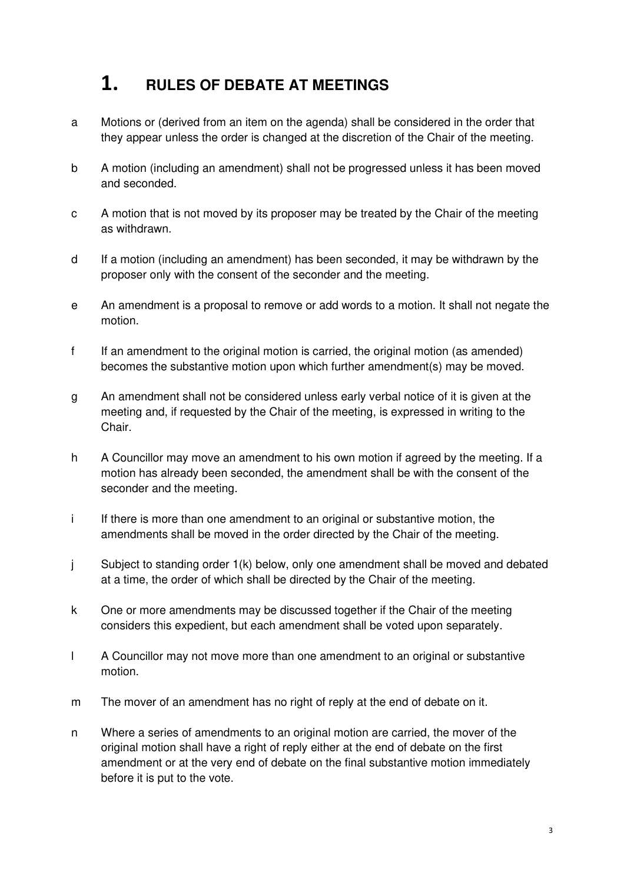# 1. RULES OF DEBATE AT MEETINGS

a Motions or (derived from an item on the agenda) shall be considered in the order that they appear unless the order is changed at the discretion of the Chair of the meeting.

b A motion (including an amendment) shall not be progressed unless it has been moved and seconded.

c A motion that is not moved by its proposer may be treated by the Chair of the meeting as withdrawn.

d If a motion (including an amendment) has been seconded, it may be withdrawn by the proposer only with the consent of the seconder and the meeting.

e An amendment is a proposal to remove or add words to a motion. It shall not negate the motion.

f If an amendment to the original motion is carried, the original motion (as amended) becomes the substantive motion upon which further amendment(s) may be moved.

g An amendment shall not be considered unless early verbal notice of it is given at the meeting and, if requested by the Chair of the meeting, is expressed in writing to the Chair.

h A Councillor may move an amendment to his own motion if agreed by the meeting. If a motion has already been seconded, the amendment shall be with the consent of the seconder and the meeting.

i If there is more than one amendment to an original or substantive motion, the amendments shall be moved in the order directed by the Chair of the meeting.

j Subject to standing order 1(k) below, only one amendment shall be moved and debated at a time, the order of which shall be directed by the Chair of the meeting.

k One or more amendments may be discussed together if the Chair of the meeting considers this expedient, but each amendment shall be voted upon separately.

l A Councillor may not move more than one amendment to an original or substantive motion.

m The mover of an amendment has no right of reply at the end of debate on it.

n Where a series of amendments to an original motion are carried, the mover of the original motion shall have a right of reply either at the end of debate on the first amendment or at the very end of debate on the final substantive motion immediately before it is put to the vote.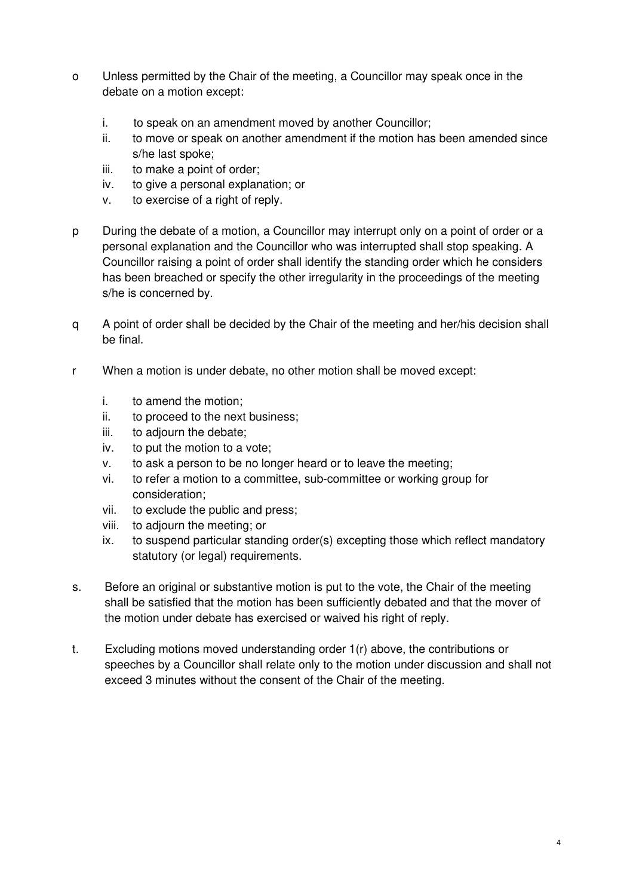o Unless permitted by the Chair of the meeting, a Councillor may speak once in the debate on a motion except:

   i. to speak on an amendment moved by another Councillor;
   ii. to move or speak on another amendment if the motion has been amended since s/he last spoke;
   iii. to make a point of order;
   iv. to give a personal explanation; or
   v. to exercise of a right of reply.

p During the debate of a motion, a Councillor may interrupt only on a point of order or a personal explanation and the Councillor who was interrupted shall stop speaking. A Councillor raising a point of order shall identify the standing order which he considers has been breached or specify the other irregularity in the proceedings of the meeting s/he is concerned by.

q A point of order shall be decided by the Chair of the meeting and her/his decision shall be final.

r When a motion is under debate, no other motion shall be moved except:

   i. to amend the motion;
   ii. to proceed to the next business;
   iii. to adjourn the debate;
   iv. to put the motion to a vote;
   v. to ask a person to be no longer heard or to leave the meeting;
   vi. to refer a motion to a committee, sub-committee or working group for consideration;
   vii. to exclude the public and press;
   viii. to adjourn the meeting; or
   ix. to suspend particular standing order(s) excepting those which reflect mandatory statutory (or legal) requirements.

s. Before an original or substantive motion is put to the vote, the Chair of the meeting shall be satisfied that the motion has been sufficiently debated and that the mover of the motion under debate has exercised or waived his right of reply.

t. Excluding motions moved understanding order 1(r) above, the contributions or speeches by a Councillor shall relate only to the motion under discussion and shall not exceed 3 minutes without the consent of the Chair of the meeting.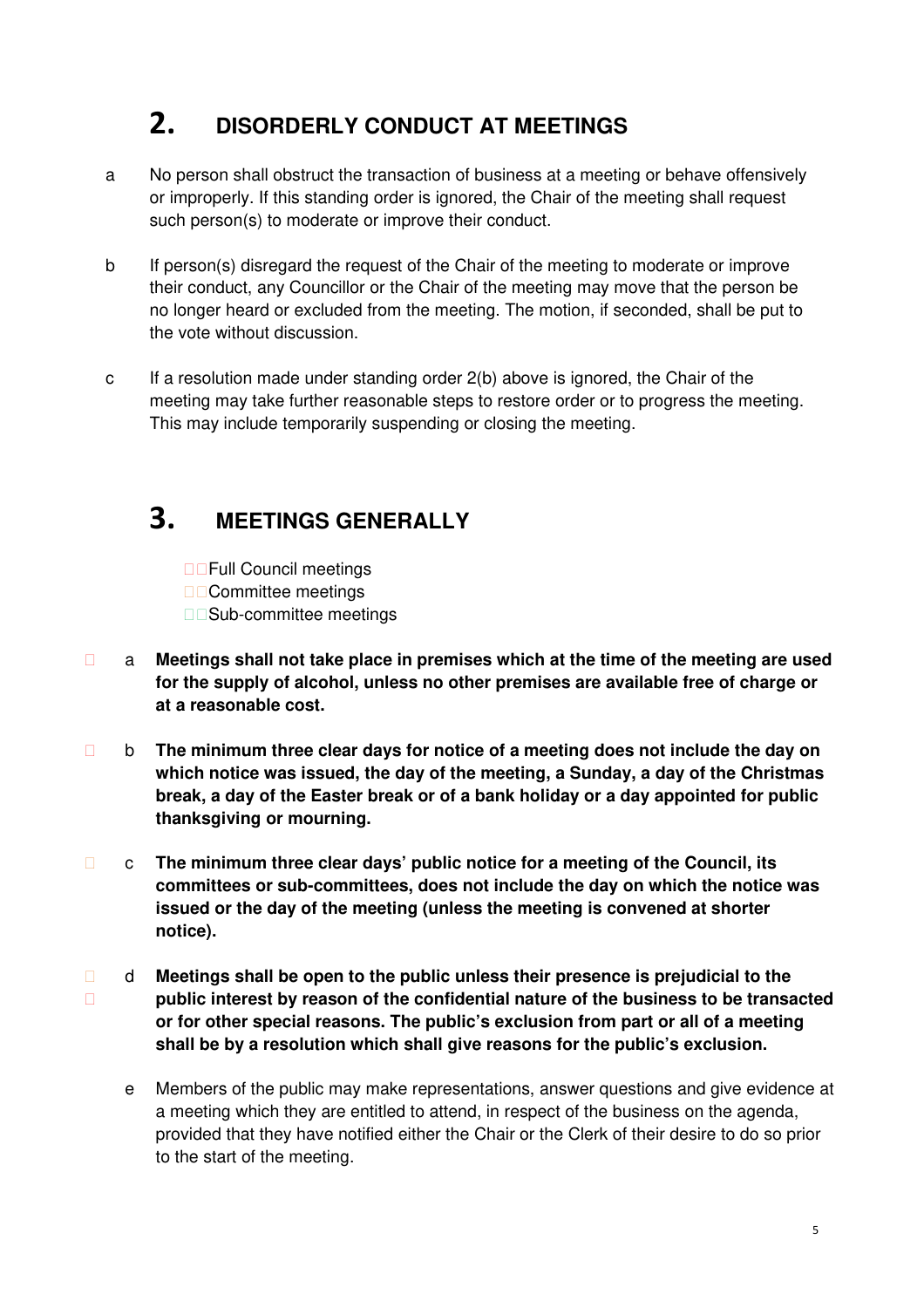## 2. DISORDERLY CONDUCT AT MEETINGS

a No person shall obstruct the transaction of business at a meeting or behave offensively or improperly. If this standing order is ignored, the Chair of the meeting shall request such person(s) to moderate or improve their conduct.

b If person(s) disregard the request of the Chair of the meeting to moderate or improve their conduct, any Councillor or the Chair of the meeting may move that the person be no longer heard or excluded from the meeting. The motion, if seconded, shall be put to the vote without discussion.

c If a resolution made under standing order 2(b) above is ignored, the Chair of the meeting may take further reasonable steps to restore order or to progress the meeting. This may include temporarily suspending or closing the meeting.

## 3. MEETINGS GENERALLY

- Full Council meetings
- Committee meetings
- Sub-committee meetings

a **Meetings shall not take place in premises which at the time of the meeting are used for the supply of alcohol, unless no other premises are available free of charge or at a reasonable cost.**

b **The minimum three clear days for notice of a meeting does not include the day on which notice was issued, the day of the meeting, a Sunday, a day of the Christmas break, a day of the Easter break or of a bank holiday or a day appointed for public thanksgiving or mourning.**

c **The minimum three clear days' public notice for a meeting of the Council, its committees or sub-committees, does not include the day on which the notice was issued or the day of the meeting (unless the meeting is convened at shorter notice).**

d **Meetings shall be open to the public unless their presence is prejudicial to the public interest by reason of the confidential nature of the business to be transacted or for other special reasons. The public's exclusion from part or all of a meeting shall be by a resolution which shall give reasons for the public's exclusion.**

e Members of the public may make representations, answer questions and give evidence at a meeting which they are entitled to attend, in respect of the business on the agenda, provided that they have notified either the Chair or the Clerk of their desire to do so prior to the start of the meeting.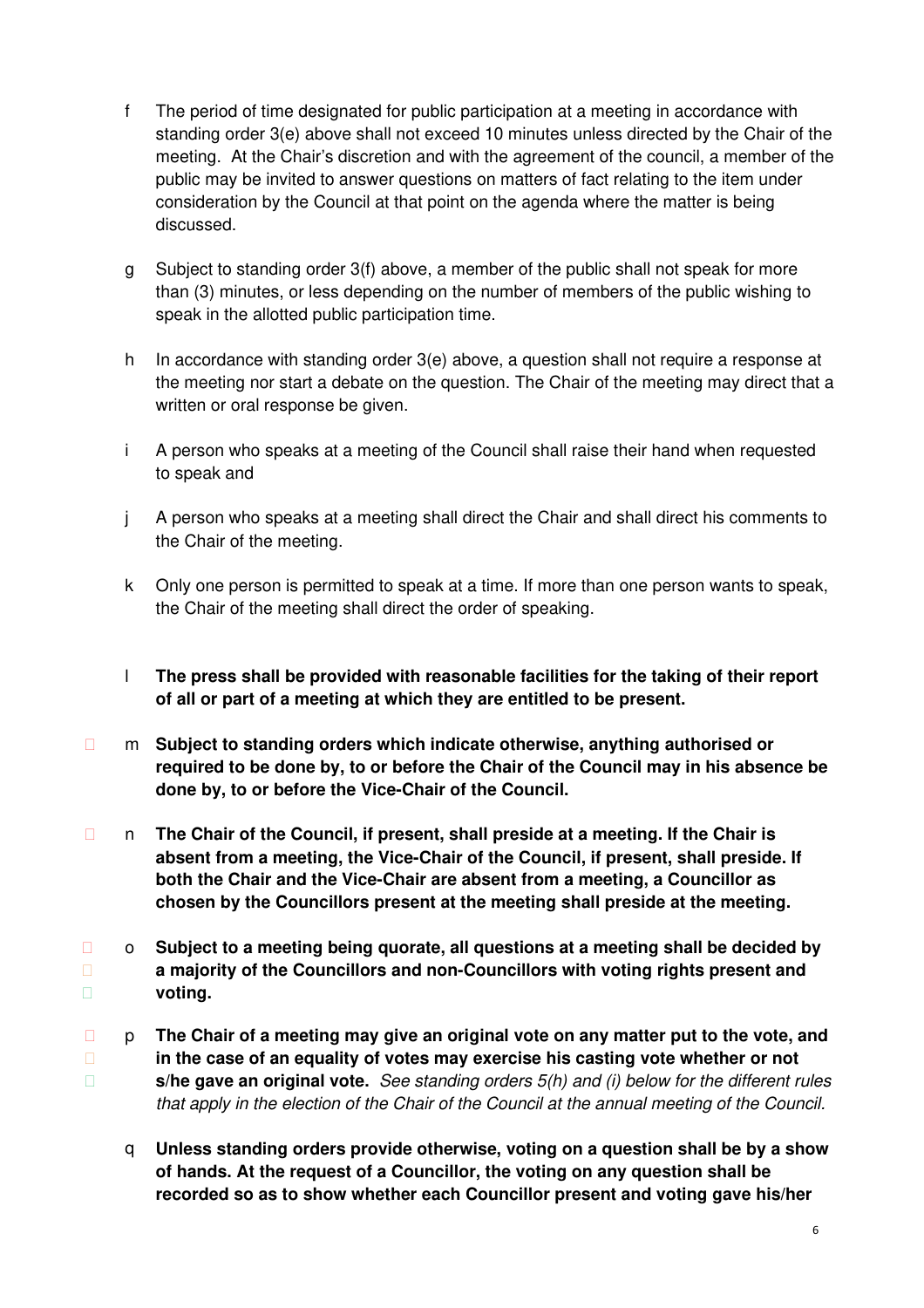f The period of time designated for public participation at a meeting in accordance with standing order 3(e) above shall not exceed 10 minutes unless directed by the Chair of the meeting. At the Chair's discretion and with the agreement of the council, a member of the public may be invited to answer questions on matters of fact relating to the item under consideration by the Council at that point on the agenda where the matter is being discussed.

g Subject to standing order 3(f) above, a member of the public shall not speak for more than (3) minutes, or less depending on the number of members of the public wishing to speak in the allotted public participation time.

h In accordance with standing order 3(e) above, a question shall not require a response at the meeting nor start a debate on the question. The Chair of the meeting may direct that a written or oral response be given.

i A person who speaks at a meeting of the Council shall raise their hand when requested to speak and

j A person who speaks at a meeting shall direct the Chair and shall direct his comments to the Chair of the meeting.

k Only one person is permitted to speak at a time. If more than one person wants to speak, the Chair of the meeting shall direct the order of speaking.

l **The press shall be provided with reasonable facilities for the taking of their report of all or part of a meeting at which they are entitled to be present.**

m **Subject to standing orders which indicate otherwise, anything authorised or required to be done by, to or before the Chair of the Council may in his absence be done by, to or before the Vice-Chair of the Council.**

n **The Chair of the Council, if present, shall preside at a meeting. If the Chair is absent from a meeting, the Vice-Chair of the Council, if present, shall preside. If both the Chair and the Vice-Chair are absent from a meeting, a Councillor as chosen by the Councillors present at the meeting shall preside at the meeting.**

o **Subject to a meeting being quorate, all questions at a meeting shall be decided by a majority of the Councillors and non-Councillors with voting rights present and voting.**

p **The Chair of a meeting may give an original vote on any matter put to the vote, and in the case of an equality of votes may exercise his casting vote whether or not s/he gave an original vote.** *See standing orders 5(h) and (i) below for the different rules that apply in the election of the Chair of the Council at the annual meeting of the Council.*

q **Unless standing orders provide otherwise, voting on a question shall be by a show of hands. At the request of a Councillor, the voting on any question shall be recorded so as to show whether each Councillor present and voting gave his/her**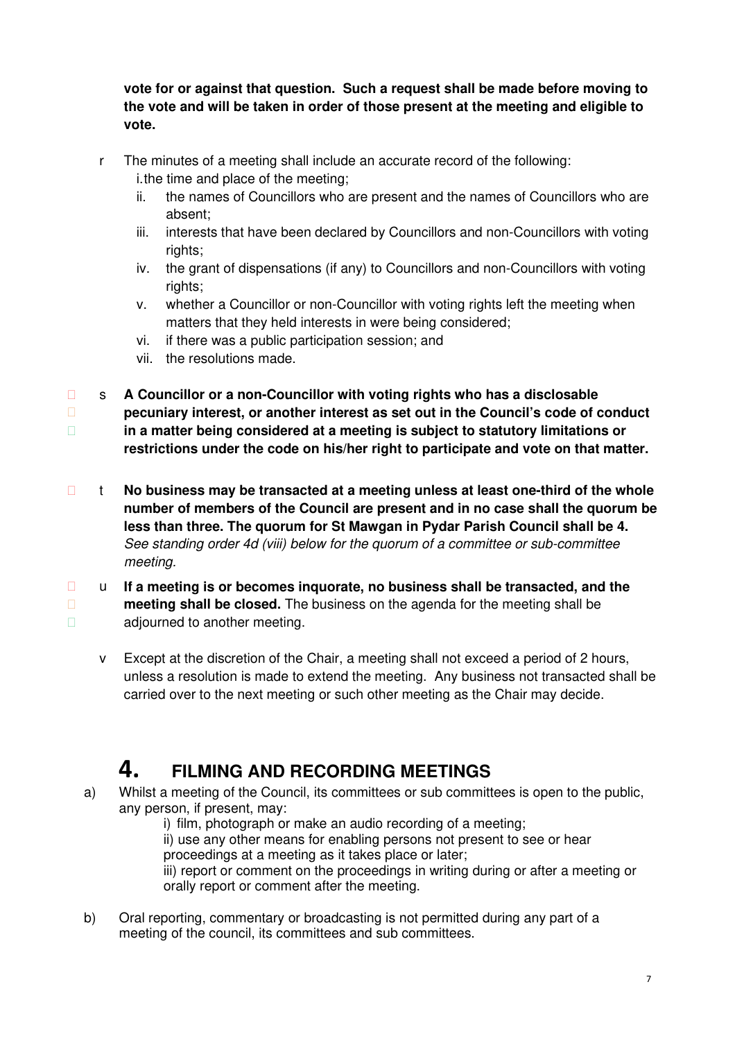**vote for or against that question. Such a request shall be made before moving to the vote and will be taken in order of those present at the meeting and eligible to vote.**

r The minutes of a meeting shall include an accurate record of the following:

   i. the time and place of the meeting;
   ii. the names of Councillors who are present and the names of Councillors who are absent;
   iii. interests that have been declared by Councillors and non-Councillors with voting rights;
   iv. the grant of dispensations (if any) to Councillors and non-Councillors with voting rights;
   v. whether a Councillor or non-Councillor with voting rights left the meeting when matters that they held interests in were being considered;
   vi. if there was a public participation session; and
   vii. the resolutions made.

s **A Councillor or a non-Councillor with voting rights who has a disclosable pecuniary interest, or another interest as set out in the Council's code of conduct in a matter being considered at a meeting is subject to statutory limitations or restrictions under the code on his/her right to participate and vote on that matter.**

t **No business may be transacted at a meeting unless at least one-third of the whole number of members of the Council are present and in no case shall the quorum be less than three. The quorum for St Mawgan in Pydar Parish Council shall be 4.** *See standing order 4d (viii) below for the quorum of a committee or sub-committee meeting.*

u **If a meeting is or becomes inquorate, no business shall be transacted, and the meeting shall be closed.** The business on the agenda for the meeting shall be adjourned to another meeting.

v Except at the discretion of the Chair, a meeting shall not exceed a period of 2 hours, unless a resolution is made to extend the meeting. Any business not transacted shall be carried over to the next meeting or such other meeting as the Chair may decide.

# 4. FILMING AND RECORDING MEETINGS

a) Whilst a meeting of the Council, its committees or sub committees is open to the public, any person, if present, may:

   i) film, photograph or make an audio recording of a meeting;
   ii) use any other means for enabling persons not present to see or hear proceedings at a meeting as it takes place or later;
   iii) report or comment on the proceedings in writing during or after a meeting or orally report or comment after the meeting.

b) Oral reporting, commentary or broadcasting is not permitted during any part of a meeting of the council, its committees and sub committees.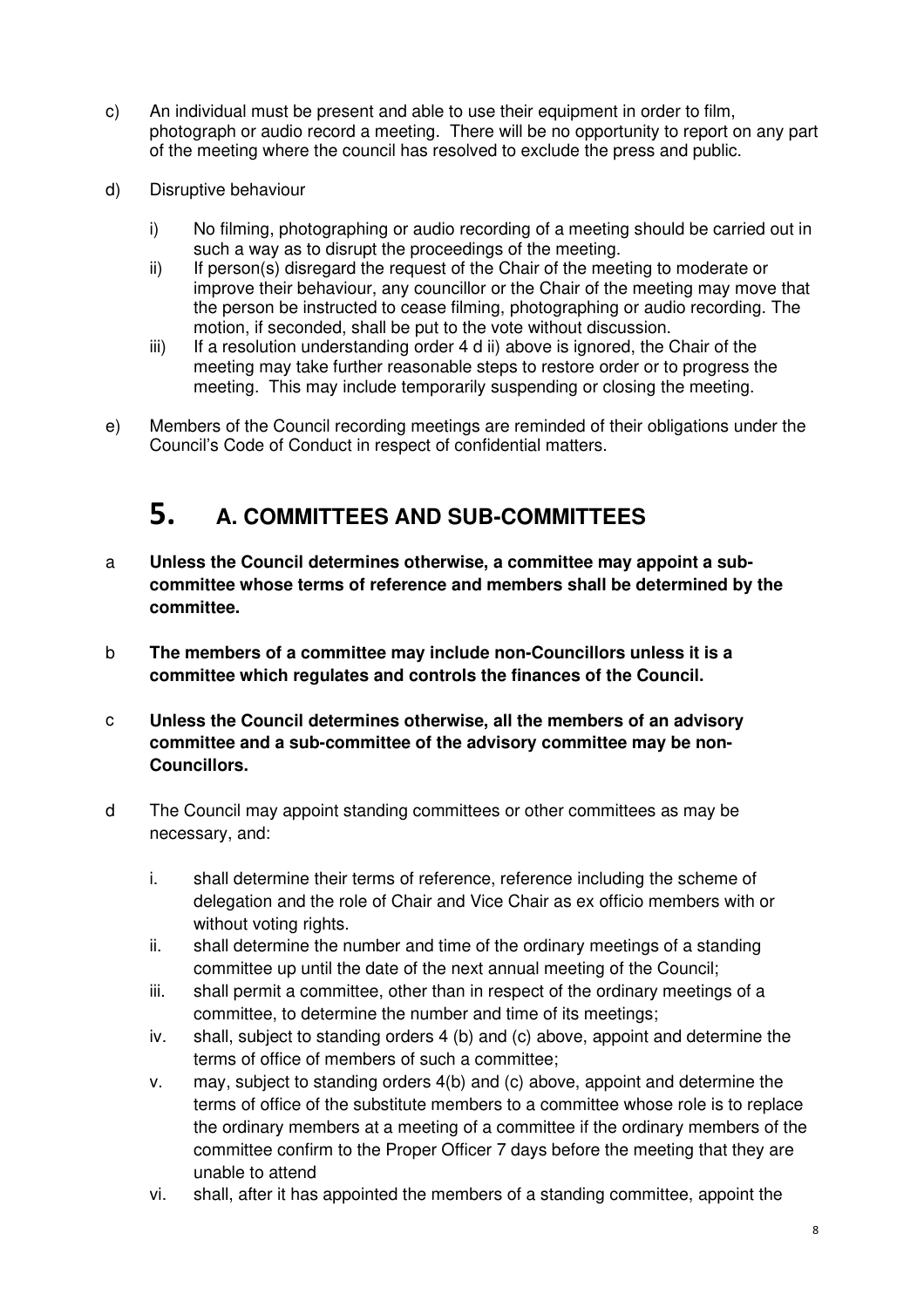c) An individual must be present and able to use their equipment in order to film, photograph or audio record a meeting. There will be no opportunity to report on any part of the meeting where the council has resolved to exclude the press and public.

d) Disruptive behaviour

  i) No filming, photographing or audio recording of a meeting should be carried out in such a way as to disrupt the proceedings of the meeting.
  ii) If person(s) disregard the request of the Chair of the meeting to moderate or improve their behaviour, any councillor or the Chair of the meeting may move that the person be instructed to cease filming, photographing or audio recording. The motion, if seconded, shall be put to the vote without discussion.
  iii) If a resolution understanding order 4 d ii) above is ignored, the Chair of the meeting may take further reasonable steps to restore order or to progress the meeting. This may include temporarily suspending or closing the meeting.

e) Members of the Council recording meetings are reminded of their obligations under the Council's Code of Conduct in respect of confidential matters.

# 5. A. COMMITTEES AND SUB-COMMITTEES

a **Unless the Council determines otherwise, a committee may appoint a sub-committee whose terms of reference and members shall be determined by the committee.**

b **The members of a committee may include non-Councillors unless it is a committee which regulates and controls the finances of the Council.**

c **Unless the Council determines otherwise, all the members of an advisory committee and a sub-committee of the advisory committee may be non-Councillors.**

d The Council may appoint standing committees or other committees as may be necessary, and:

  i. shall determine their terms of reference, reference including the scheme of delegation and the role of Chair and Vice Chair as ex officio members with or without voting rights.
  ii. shall determine the number and time of the ordinary meetings of a standing committee up until the date of the next annual meeting of the Council;
  iii. shall permit a committee, other than in respect of the ordinary meetings of a committee, to determine the number and time of its meetings;
  iv. shall, subject to standing orders 4 (b) and (c) above, appoint and determine the terms of office of members of such a committee;
  v. may, subject to standing orders 4(b) and (c) above, appoint and determine the terms of office of the substitute members to a committee whose role is to replace the ordinary members at a meeting of a committee if the ordinary members of the committee confirm to the Proper Officer 7 days before the meeting that they are unable to attend
  vi. shall, after it has appointed the members of a standing committee, appoint the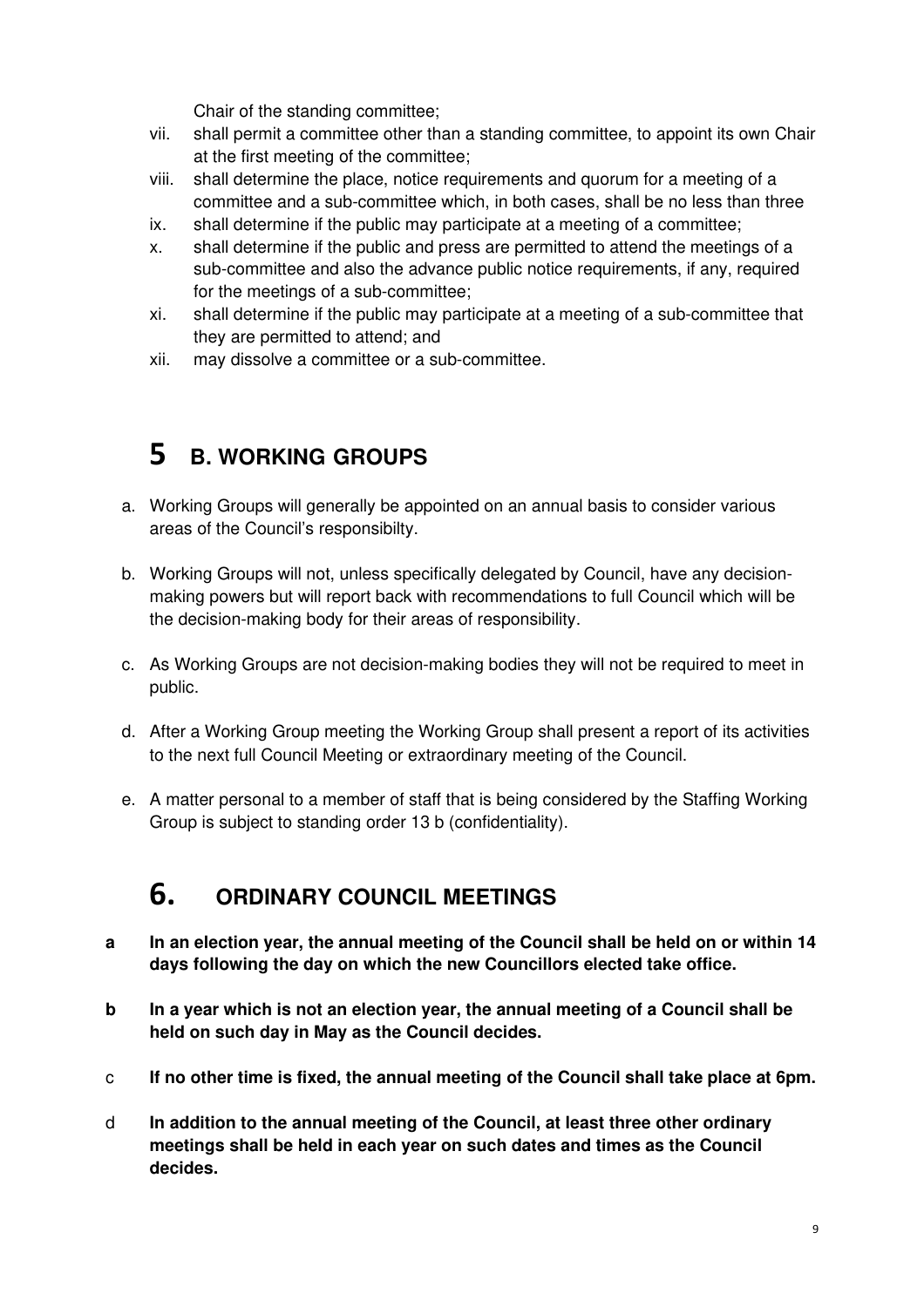Chair of the standing committee;

vii. shall permit a committee other than a standing committee, to appoint its own Chair at the first meeting of the committee;

viii. shall determine the place, notice requirements and quorum for a meeting of a committee and a sub-committee which, in both cases, shall be no less than three

ix. shall determine if the public may participate at a meeting of a committee;

x. shall determine if the public and press are permitted to attend the meetings of a sub-committee and also the advance public notice requirements, if any, required for the meetings of a sub-committee;

xi. shall determine if the public may participate at a meeting of a sub-committee that they are permitted to attend; and

xii. may dissolve a committee or a sub-committee.

# 5 B. WORKING GROUPS

a. Working Groups will generally be appointed on an annual basis to consider various areas of the Council's responsibilty.

b. Working Groups will not, unless specifically delegated by Council, have any decision-making powers but will report back with recommendations to full Council which will be the decision-making body for their areas of responsibility.

c. As Working Groups are not decision-making bodies they will not be required to meet in public.

d. After a Working Group meeting the Working Group shall present a report of its activities to the next full Council Meeting or extraordinary meeting of the Council.

e. A matter personal to a member of staff that is being considered by the Staffing Working Group is subject to standing order 13 b (confidentiality).

# 6. ORDINARY COUNCIL MEETINGS

**a In an election year, the annual meeting of the Council shall be held on or within 14 days following the day on which the new Councillors elected take office.**

**b In a year which is not an election year, the annual meeting of a Council shall be held on such day in May as the Council decides.**

c **If no other time is fixed, the annual meeting of the Council shall take place at 6pm.**

d **In addition to the annual meeting of the Council, at least three other ordinary meetings shall be held in each year on such dates and times as the Council decides.**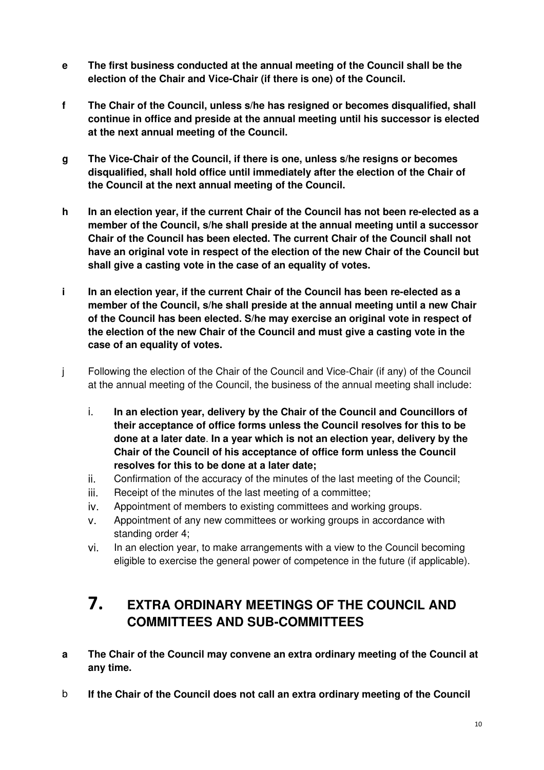**e** **The first business conducted at the annual meeting of the Council shall be the election of the Chair and Vice-Chair (if there is one) of the Council.**

**f** **The Chair of the Council, unless s/he has resigned or becomes disqualified, shall continue in office and preside at the annual meeting until his successor is elected at the next annual meeting of the Council.**

**g** **The Vice-Chair of the Council, if there is one, unless s/he resigns or becomes disqualified, shall hold office until immediately after the election of the Chair of the Council at the next annual meeting of the Council.**

**h** **In an election year, if the current Chair of the Council has not been re-elected as a member of the Council, s/he shall preside at the annual meeting until a successor Chair of the Council has been elected. The current Chair of the Council shall not have an original vote in respect of the election of the new Chair of the Council but shall give a casting vote in the case of an equality of votes.**

**i** **In an election year, if the current Chair of the Council has been re-elected as a member of the Council, s/he shall preside at the annual meeting until a new Chair of the Council has been elected. S/he may exercise an original vote in respect of the election of the new Chair of the Council and must give a casting vote in the case of an equality of votes.**

j Following the election of the Chair of the Council and Vice-Chair (if any) of the Council at the annual meeting of the Council, the business of the annual meeting shall include:

i. **In an election year, delivery by the Chair of the Council and Councillors of their acceptance of office forms unless the Council resolves for this to be done at a later date. In a year which is not an election year, delivery by the Chair of the Council of his acceptance of office form unless the Council resolves for this to be done at a later date;**

ii. Confirmation of the accuracy of the minutes of the last meeting of the Council;

iii. Receipt of the minutes of the last meeting of a committee;

iv. Appointment of members to existing committees and working groups.

v. Appointment of any new committees or working groups in accordance with standing order 4;

vi. In an election year, to make arrangements with a view to the Council becoming eligible to exercise the general power of competence in the future (if applicable).

# 7. EXTRA ORDINARY MEETINGS OF THE COUNCIL AND COMMITTEES AND SUB-COMMITTEES

**a** **The Chair of the Council may convene an extra ordinary meeting of the Council at any time.**

b **If the Chair of the Council does not call an extra ordinary meeting of the Council**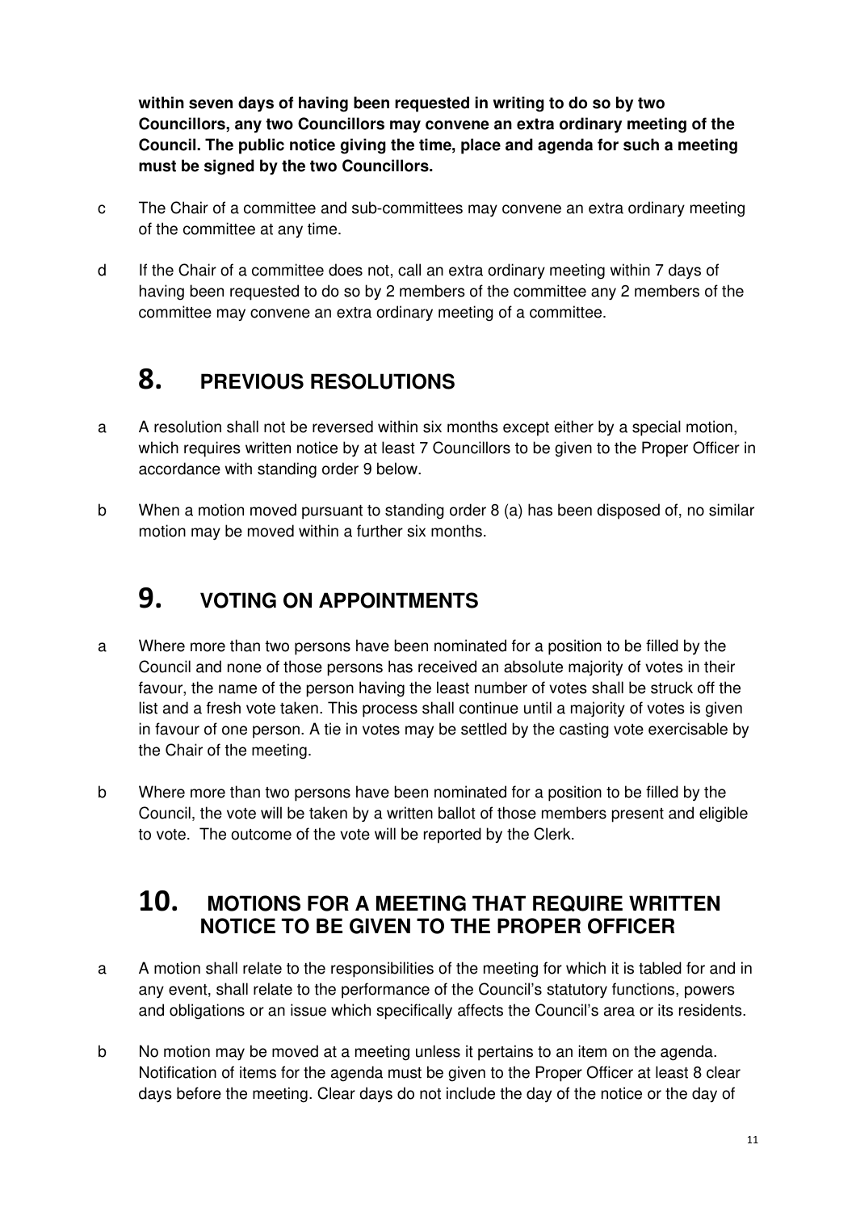**within seven days of having been requested in writing to do so by two Councillors, any two Councillors may convene an extra ordinary meeting of the Council. The public notice giving the time, place and agenda for such a meeting must be signed by the two Councillors.**

c The Chair of a committee and sub-committees may convene an extra ordinary meeting of the committee at any time.

d If the Chair of a committee does not, call an extra ordinary meeting within 7 days of having been requested to do so by 2 members of the committee any 2 members of the committee may convene an extra ordinary meeting of a committee.

## 8. PREVIOUS RESOLUTIONS

a A resolution shall not be reversed within six months except either by a special motion, which requires written notice by at least 7 Councillors to be given to the Proper Officer in accordance with standing order 9 below.

b When a motion moved pursuant to standing order 8 (a) has been disposed of, no similar motion may be moved within a further six months.

## 9. VOTING ON APPOINTMENTS

a Where more than two persons have been nominated for a position to be filled by the Council and none of those persons has received an absolute majority of votes in their favour, the name of the person having the least number of votes shall be struck off the list and a fresh vote taken. This process shall continue until a majority of votes is given in favour of one person. A tie in votes may be settled by the casting vote exercisable by the Chair of the meeting.

b Where more than two persons have been nominated for a position to be filled by the Council, the vote will be taken by a written ballot of those members present and eligible to vote. The outcome of the vote will be reported by the Clerk.

## 10. MOTIONS FOR A MEETING THAT REQUIRE WRITTEN NOTICE TO BE GIVEN TO THE PROPER OFFICER

a A motion shall relate to the responsibilities of the meeting for which it is tabled for and in any event, shall relate to the performance of the Council's statutory functions, powers and obligations or an issue which specifically affects the Council's area or its residents.

b No motion may be moved at a meeting unless it pertains to an item on the agenda. Notification of items for the agenda must be given to the Proper Officer at least 8 clear days before the meeting. Clear days do not include the day of the notice or the day of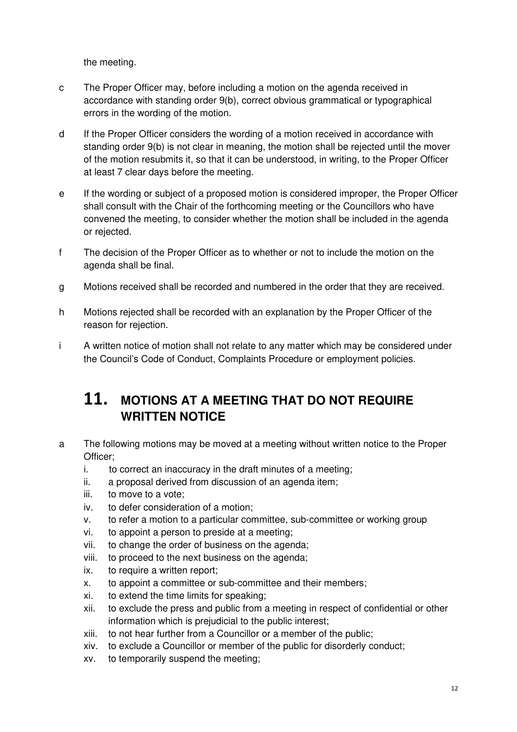the meeting.

c The Proper Officer may, before including a motion on the agenda received in accordance with standing order 9(b), correct obvious grammatical or typographical errors in the wording of the motion.

d If the Proper Officer considers the wording of a motion received in accordance with standing order 9(b) is not clear in meaning, the motion shall be rejected until the mover of the motion resubmits it, so that it can be understood, in writing, to the Proper Officer at least 7 clear days before the meeting.

e If the wording or subject of a proposed motion is considered improper, the Proper Officer shall consult with the Chair of the forthcoming meeting or the Councillors who have convened the meeting, to consider whether the motion shall be included in the agenda or rejected.

f The decision of the Proper Officer as to whether or not to include the motion on the agenda shall be final.

g Motions received shall be recorded and numbered in the order that they are received.

h Motions rejected shall be recorded with an explanation by the Proper Officer of the reason for rejection.

i A written notice of motion shall not relate to any matter which may be considered under the Council's Code of Conduct, Complaints Procedure or employment policies.

# 11. MOTIONS AT A MEETING THAT DO NOT REQUIRE WRITTEN NOTICE

a The following motions may be moved at a meeting without written notice to the Proper Officer;

i. to correct an inaccuracy in the draft minutes of a meeting;
ii. a proposal derived from discussion of an agenda item;
iii. to move to a vote;
iv. to defer consideration of a motion;
v. to refer a motion to a particular committee, sub-committee or working group
vi. to appoint a person to preside at a meeting;
vii. to change the order of business on the agenda;
viii. to proceed to the next business on the agenda;
ix. to require a written report;
x. to appoint a committee or sub-committee and their members;
xi. to extend the time limits for speaking;
xii. to exclude the press and public from a meeting in respect of confidential or other information which is prejudicial to the public interest;
xiii. to not hear further from a Councillor or a member of the public;
xiv. to exclude a Councillor or member of the public for disorderly conduct;
xv. to temporarily suspend the meeting;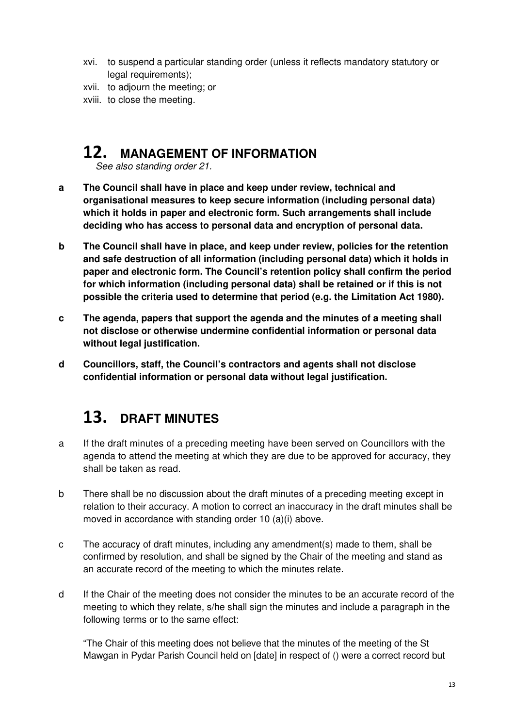xvi. to suspend a particular standing order (unless it reflects mandatory statutory or legal requirements);

xvii. to adjourn the meeting; or

xviii. to close the meeting.

## 12. MANAGEMENT OF INFORMATION

*See also standing order 21.*

**a The Council shall have in place and keep under review, technical and organisational measures to keep secure information (including personal data) which it holds in paper and electronic form. Such arrangements shall include deciding who has access to personal data and encryption of personal data.**

**b The Council shall have in place, and keep under review, policies for the retention and safe destruction of all information (including personal data) which it holds in paper and electronic form. The Council's retention policy shall confirm the period for which information (including personal data) shall be retained or if this is not possible the criteria used to determine that period (e.g. the Limitation Act 1980).**

**c The agenda, papers that support the agenda and the minutes of a meeting shall not disclose or otherwise undermine confidential information or personal data without legal justification.**

**d Councillors, staff, the Council's contractors and agents shall not disclose confidential information or personal data without legal justification.**

## 13. DRAFT MINUTES

a If the draft minutes of a preceding meeting have been served on Councillors with the agenda to attend the meeting at which they are due to be approved for accuracy, they shall be taken as read.

b There shall be no discussion about the draft minutes of a preceding meeting except in relation to their accuracy. A motion to correct an inaccuracy in the draft minutes shall be moved in accordance with standing order 10 (a)(i) above.

c The accuracy of draft minutes, including any amendment(s) made to them, shall be confirmed by resolution, and shall be signed by the Chair of the meeting and stand as an accurate record of the meeting to which the minutes relate.

d If the Chair of the meeting does not consider the minutes to be an accurate record of the meeting to which they relate, s/he shall sign the minutes and include a paragraph in the following terms or to the same effect:

"The Chair of this meeting does not believe that the minutes of the meeting of the St Mawgan in Pydar Parish Council held on [date] in respect of () were a correct record but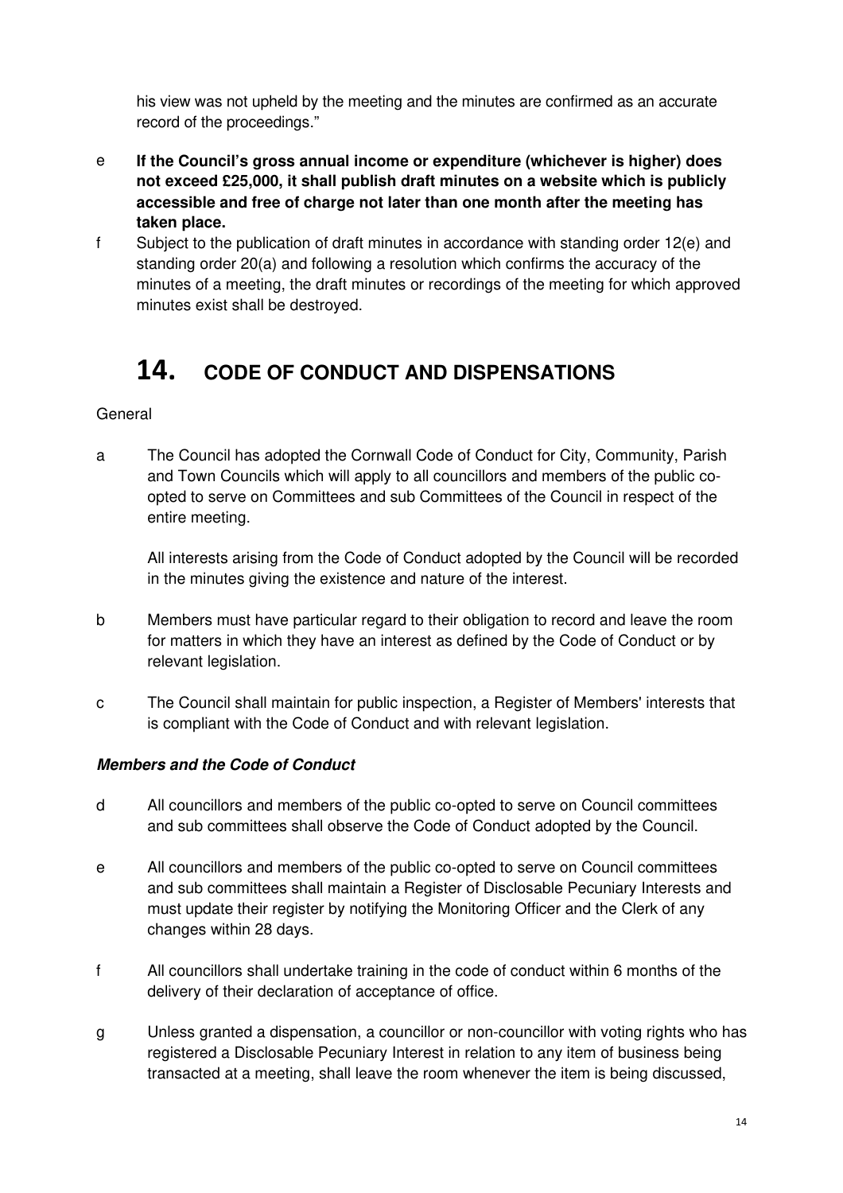his view was not upheld by the meeting and the minutes are confirmed as an accurate record of the proceedings."

e **If the Council's gross annual income or expenditure (whichever is higher) does not exceed £25,000, it shall publish draft minutes on a website which is publicly accessible and free of charge not later than one month after the meeting has taken place.**

f Subject to the publication of draft minutes in accordance with standing order 12(e) and standing order 20(a) and following a resolution which confirms the accuracy of the minutes of a meeting, the draft minutes or recordings of the meeting for which approved minutes exist shall be destroyed.

# 14. CODE OF CONDUCT AND DISPENSATIONS

General

a The Council has adopted the Cornwall Code of Conduct for City, Community, Parish and Town Councils which will apply to all councillors and members of the public co-opted to serve on Committees and sub Committees of the Council in respect of the entire meeting.

All interests arising from the Code of Conduct adopted by the Council will be recorded in the minutes giving the existence and nature of the interest.

b Members must have particular regard to their obligation to record and leave the room for matters in which they have an interest as defined by the Code of Conduct or by relevant legislation.

c The Council shall maintain for public inspection, a Register of Members' interests that is compliant with the Code of Conduct and with relevant legislation.

***Members and the Code of Conduct***

d All councillors and members of the public co-opted to serve on Council committees and sub committees shall observe the Code of Conduct adopted by the Council.

e All councillors and members of the public co-opted to serve on Council committees and sub committees shall maintain a Register of Disclosable Pecuniary Interests and must update their register by notifying the Monitoring Officer and the Clerk of any changes within 28 days.

f All councillors shall undertake training in the code of conduct within 6 months of the delivery of their declaration of acceptance of office.

g Unless granted a dispensation, a councillor or non-councillor with voting rights who has registered a Disclosable Pecuniary Interest in relation to any item of business being transacted at a meeting, shall leave the room whenever the item is being discussed,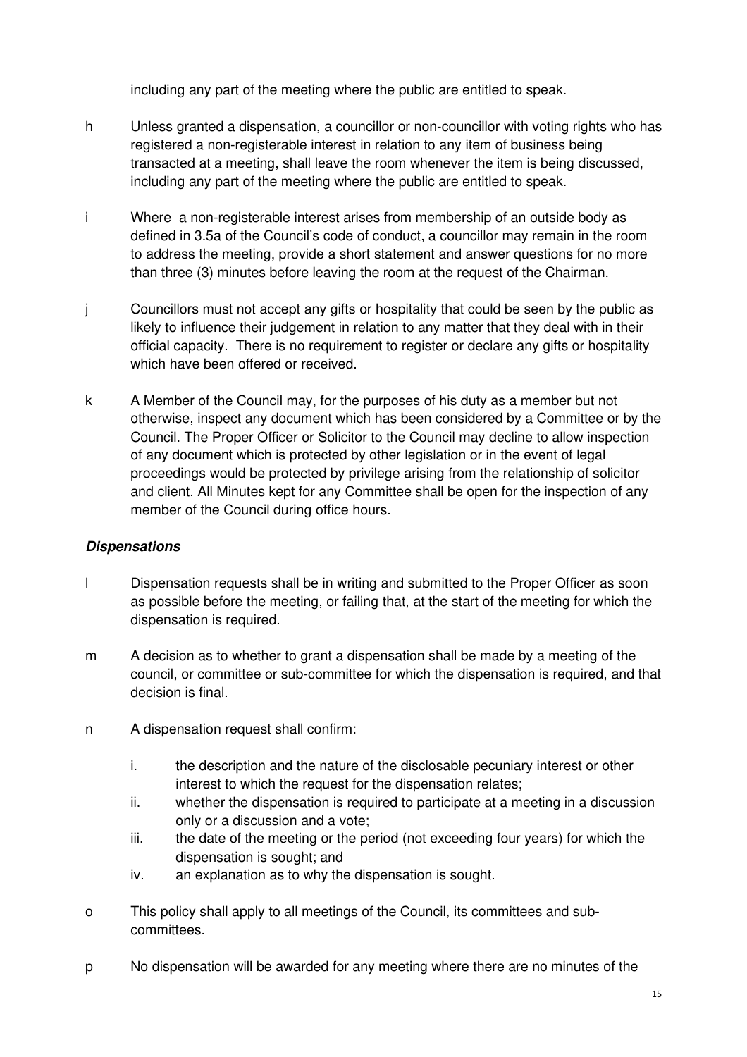including any part of the meeting where the public are entitled to speak.

h Unless granted a dispensation, a councillor or non-councillor with voting rights who has registered a non-registerable interest in relation to any item of business being transacted at a meeting, shall leave the room whenever the item is being discussed, including any part of the meeting where the public are entitled to speak.

i Where a non-registerable interest arises from membership of an outside body as defined in 3.5a of the Council's code of conduct, a councillor may remain in the room to address the meeting, provide a short statement and answer questions for no more than three (3) minutes before leaving the room at the request of the Chairman.

j Councillors must not accept any gifts or hospitality that could be seen by the public as likely to influence their judgement in relation to any matter that they deal with in their official capacity. There is no requirement to register or declare any gifts or hospitality which have been offered or received.

k A Member of the Council may, for the purposes of his duty as a member but not otherwise, inspect any document which has been considered by a Committee or by the Council. The Proper Officer or Solicitor to the Council may decline to allow inspection of any document which is protected by other legislation or in the event of legal proceedings would be protected by privilege arising from the relationship of solicitor and client. All Minutes kept for any Committee shall be open for the inspection of any member of the Council during office hours.

***Dispensations***

l Dispensation requests shall be in writing and submitted to the Proper Officer as soon as possible before the meeting, or failing that, at the start of the meeting for which the dispensation is required.

m A decision as to whether to grant a dispensation shall be made by a meeting of the council, or committee or sub-committee for which the dispensation is required, and that decision is final.

n A dispensation request shall confirm:

   i. the description and the nature of the disclosable pecuniary interest or other interest to which the request for the dispensation relates;
   ii. whether the dispensation is required to participate at a meeting in a discussion only or a discussion and a vote;
   iii. the date of the meeting or the period (not exceeding four years) for which the dispensation is sought; and
   iv. an explanation as to why the dispensation is sought.

o This policy shall apply to all meetings of the Council, its committees and sub-committees.

p No dispensation will be awarded for any meeting where there are no minutes of the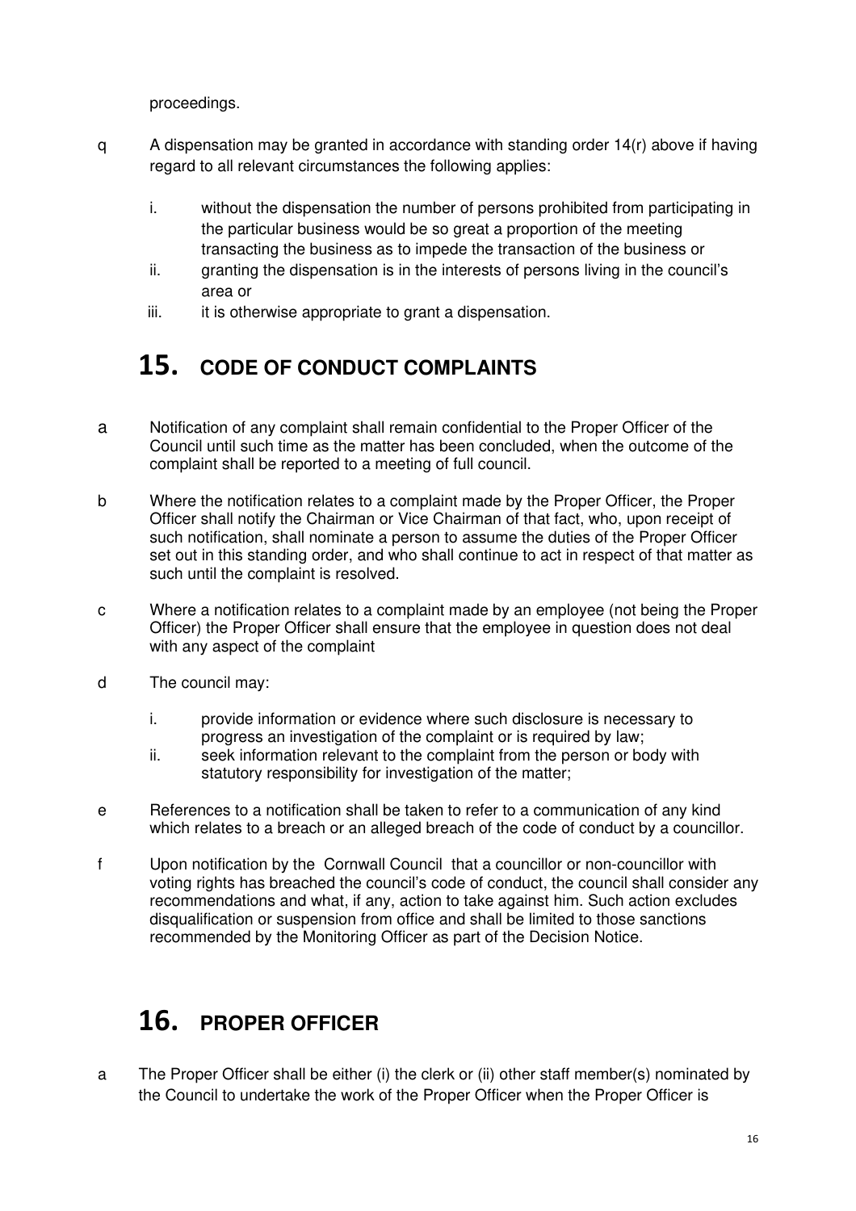proceedings.

q A dispensation may be granted in accordance with standing order 14(r) above if having regard to all relevant circumstances the following applies:

   i. without the dispensation the number of persons prohibited from participating in the particular business would be so great a proportion of the meeting transacting the business as to impede the transaction of the business or
   ii. granting the dispensation is in the interests of persons living in the council's area or
   iii. it is otherwise appropriate to grant a dispensation.

# 15. CODE OF CONDUCT COMPLAINTS

a Notification of any complaint shall remain confidential to the Proper Officer of the Council until such time as the matter has been concluded, when the outcome of the complaint shall be reported to a meeting of full council.

b Where the notification relates to a complaint made by the Proper Officer, the Proper Officer shall notify the Chairman or Vice Chairman of that fact, who, upon receipt of such notification, shall nominate a person to assume the duties of the Proper Officer set out in this standing order, and who shall continue to act in respect of that matter as such until the complaint is resolved.

c Where a notification relates to a complaint made by an employee (not being the Proper Officer) the Proper Officer shall ensure that the employee in question does not deal with any aspect of the complaint

d The council may:

   i. provide information or evidence where such disclosure is necessary to progress an investigation of the complaint or is required by law;
   ii. seek information relevant to the complaint from the person or body with statutory responsibility for investigation of the matter;

e References to a notification shall be taken to refer to a communication of any kind which relates to a breach or an alleged breach of the code of conduct by a councillor.

f Upon notification by the Cornwall Council that a councillor or non-councillor with voting rights has breached the council's code of conduct, the council shall consider any recommendations and what, if any, action to take against him. Such action excludes disqualification or suspension from office and shall be limited to those sanctions recommended by the Monitoring Officer as part of the Decision Notice.

# 16. PROPER OFFICER

a The Proper Officer shall be either (i) the clerk or (ii) other staff member(s) nominated by the Council to undertake the work of the Proper Officer when the Proper Officer is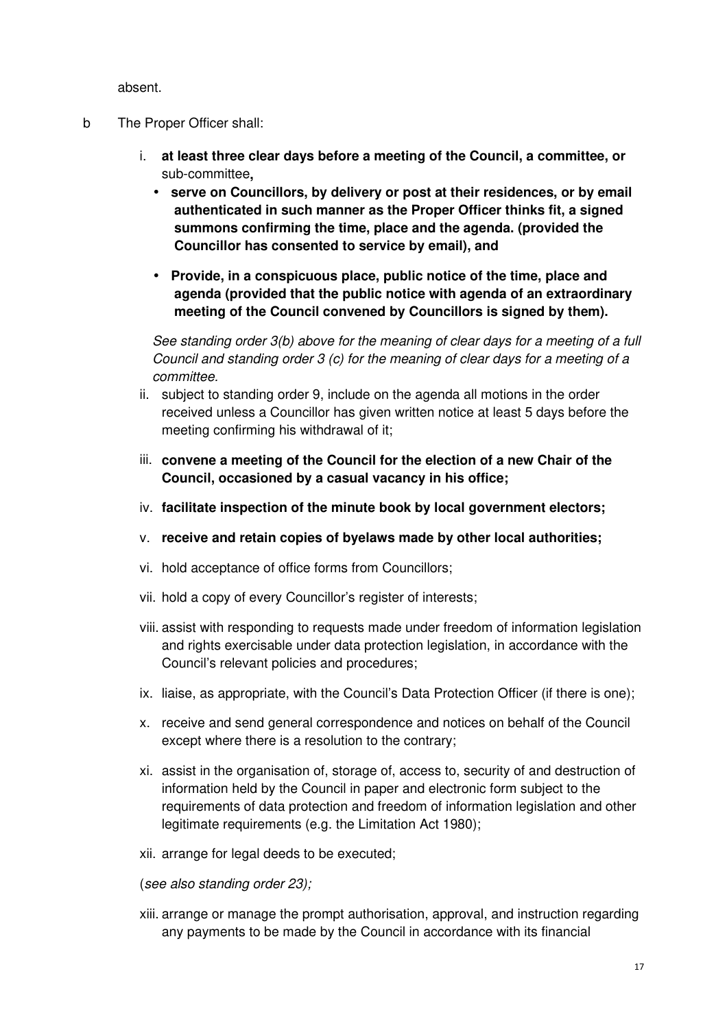absent.

b The Proper Officer shall:

i. **at least three clear days before a meeting of the Council, a committee, or** sub-committee**,**

- **serve on Councillors, by delivery or post at their residences, or by email authenticated in such manner as the Proper Officer thinks fit, a signed summons confirming the time, place and the agenda. (provided the Councillor has consented to service by email), and**
- **Provide, in a conspicuous place, public notice of the time, place and agenda (provided that the public notice with agenda of an extraordinary meeting of the Council convened by Councillors is signed by them).**

*See standing order 3(b) above for the meaning of clear days for a meeting of a full Council and standing order 3 (c) for the meaning of clear days for a meeting of a committee.*

ii. subject to standing order 9, include on the agenda all motions in the order received unless a Councillor has given written notice at least 5 days before the meeting confirming his withdrawal of it;

iii. **convene a meeting of the Council for the election of a new Chair of the Council, occasioned by a casual vacancy in his office;**

iv. **facilitate inspection of the minute book by local government electors;**

v. **receive and retain copies of byelaws made by other local authorities;**

vi. hold acceptance of office forms from Councillors;

vii. hold a copy of every Councillor's register of interests;

viii. assist with responding to requests made under freedom of information legislation and rights exercisable under data protection legislation, in accordance with the Council's relevant policies and procedures;

ix. liaise, as appropriate, with the Council's Data Protection Officer (if there is one);

x. receive and send general correspondence and notices on behalf of the Council except where there is a resolution to the contrary;

xi. assist in the organisation of, storage of, access to, security of and destruction of information held by the Council in paper and electronic form subject to the requirements of data protection and freedom of information legislation and other legitimate requirements (e.g. the Limitation Act 1980);

xii. arrange for legal deeds to be executed;

(*see also standing order 23);*

xiii. arrange or manage the prompt authorisation, approval, and instruction regarding any payments to be made by the Council in accordance with its financial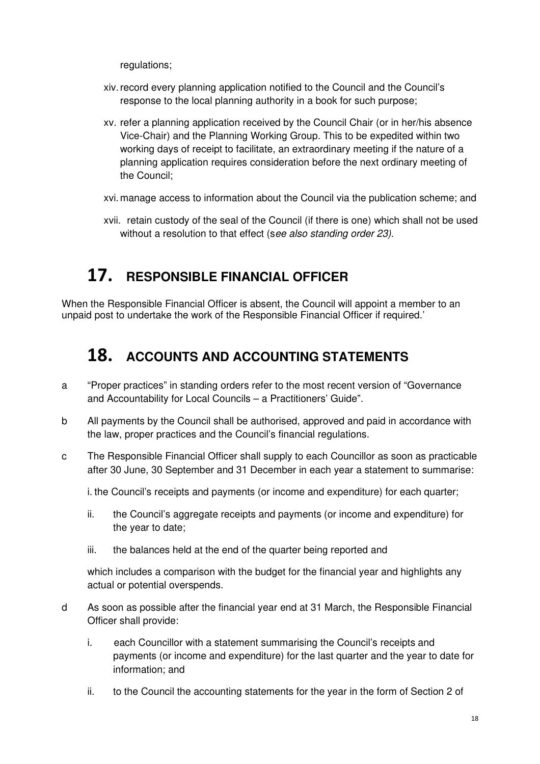regulations;

xiv. record every planning application notified to the Council and the Council's response to the local planning authority in a book for such purpose;

xv. refer a planning application received by the Council Chair (or in her/his absence Vice-Chair) and the Planning Working Group. This to be expedited within two working days of receipt to facilitate, an extraordinary meeting if the nature of a planning application requires consideration before the next ordinary meeting of the Council;

xvi. manage access to information about the Council via the publication scheme; and

xvii. retain custody of the seal of the Council (if there is one) which shall not be used without a resolution to that effect (s*ee also standing order 23).*

## 17. RESPONSIBLE FINANCIAL OFFICER

When the Responsible Financial Officer is absent, the Council will appoint a member to an unpaid post to undertake the work of the Responsible Financial Officer if required.'

## 18. ACCOUNTS AND ACCOUNTING STATEMENTS

a "Proper practices" in standing orders refer to the most recent version of "Governance and Accountability for Local Councils – a Practitioners' Guide".

b All payments by the Council shall be authorised, approved and paid in accordance with the law, proper practices and the Council's financial regulations.

c The Responsible Financial Officer shall supply to each Councillor as soon as practicable after 30 June, 30 September and 31 December in each year a statement to summarise:

i. the Council's receipts and payments (or income and expenditure) for each quarter;

ii. the Council's aggregate receipts and payments (or income and expenditure) for the year to date;

iii. the balances held at the end of the quarter being reported and

which includes a comparison with the budget for the financial year and highlights any actual or potential overspends.

d As soon as possible after the financial year end at 31 March, the Responsible Financial Officer shall provide:

i. each Councillor with a statement summarising the Council's receipts and payments (or income and expenditure) for the last quarter and the year to date for information; and

ii. to the Council the accounting statements for the year in the form of Section 2 of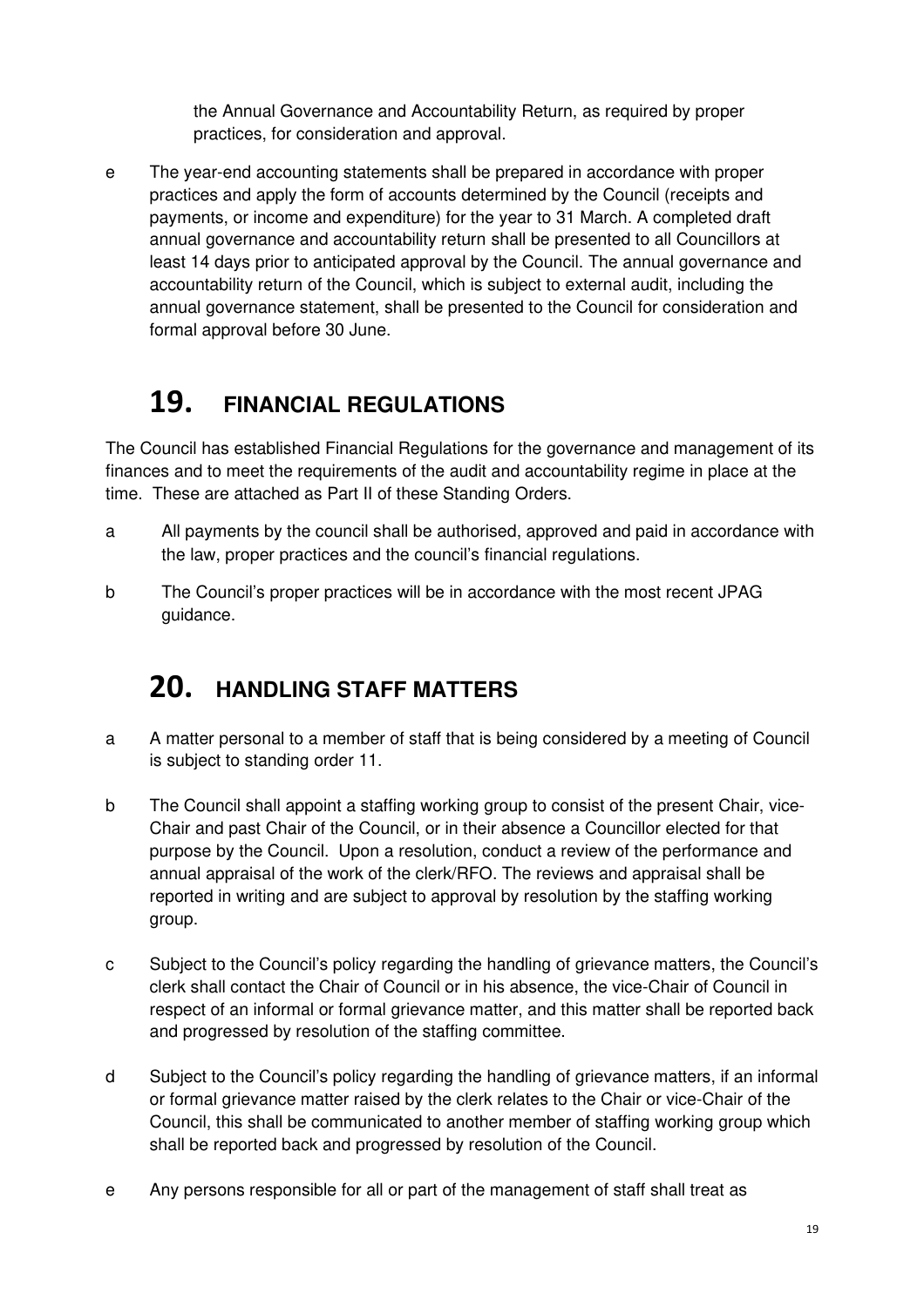the Annual Governance and Accountability Return, as required by proper practices, for consideration and approval.

e The year-end accounting statements shall be prepared in accordance with proper practices and apply the form of accounts determined by the Council (receipts and payments, or income and expenditure) for the year to 31 March. A completed draft annual governance and accountability return shall be presented to all Councillors at least 14 days prior to anticipated approval by the Council. The annual governance and accountability return of the Council, which is subject to external audit, including the annual governance statement, shall be presented to the Council for consideration and formal approval before 30 June.

## 19. FINANCIAL REGULATIONS

The Council has established Financial Regulations for the governance and management of its finances and to meet the requirements of the audit and accountability regime in place at the time. These are attached as Part II of these Standing Orders.

a All payments by the council shall be authorised, approved and paid in accordance with the law, proper practices and the council's financial regulations.

b The Council's proper practices will be in accordance with the most recent JPAG guidance.

## 20. HANDLING STAFF MATTERS

a A matter personal to a member of staff that is being considered by a meeting of Council is subject to standing order 11.

b The Council shall appoint a staffing working group to consist of the present Chair, vice-Chair and past Chair of the Council, or in their absence a Councillor elected for that purpose by the Council. Upon a resolution, conduct a review of the performance and annual appraisal of the work of the clerk/RFO. The reviews and appraisal shall be reported in writing and are subject to approval by resolution by the staffing working group.

c Subject to the Council's policy regarding the handling of grievance matters, the Council's clerk shall contact the Chair of Council or in his absence, the vice-Chair of Council in respect of an informal or formal grievance matter, and this matter shall be reported back and progressed by resolution of the staffing committee.

d Subject to the Council's policy regarding the handling of grievance matters, if an informal or formal grievance matter raised by the clerk relates to the Chair or vice-Chair of the Council, this shall be communicated to another member of staffing working group which shall be reported back and progressed by resolution of the Council.

e Any persons responsible for all or part of the management of staff shall treat as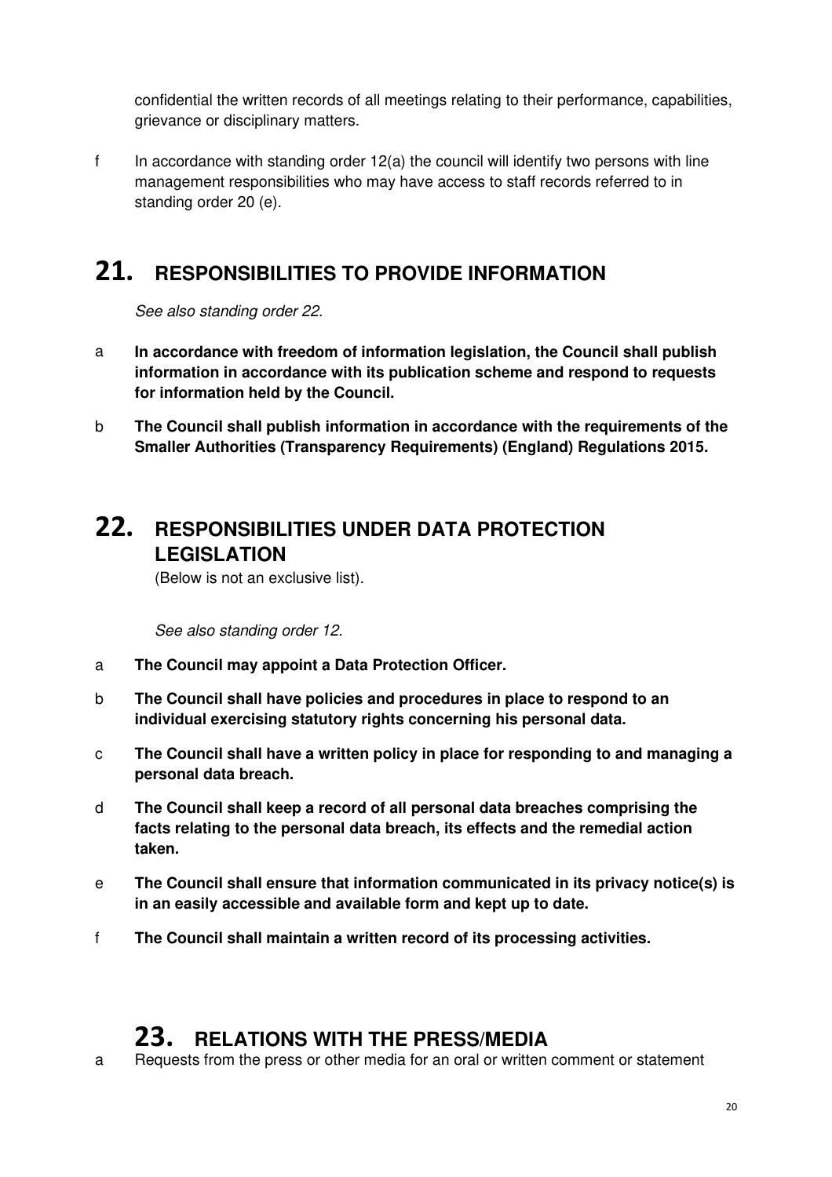confidential the written records of all meetings relating to their performance, capabilities, grievance or disciplinary matters.

f In accordance with standing order 12(a) the council will identify two persons with line management responsibilities who may have access to staff records referred to in standing order 20 (e).

# 21. RESPONSIBILITIES TO PROVIDE INFORMATION

*See also standing order 22.*

a **In accordance with freedom of information legislation, the Council shall publish information in accordance with its publication scheme and respond to requests for information held by the Council.**

b **The Council shall publish information in accordance with the requirements of the Smaller Authorities (Transparency Requirements) (England) Regulations 2015.**

# 22. RESPONSIBILITIES UNDER DATA PROTECTION LEGISLATION

(Below is not an exclusive list).

*See also standing order 12.*

a **The Council may appoint a Data Protection Officer.**

b **The Council shall have policies and procedures in place to respond to an individual exercising statutory rights concerning his personal data.**

c **The Council shall have a written policy in place for responding to and managing a personal data breach.**

d **The Council shall keep a record of all personal data breaches comprising the facts relating to the personal data breach, its effects and the remedial action taken.**

e **The Council shall ensure that information communicated in its privacy notice(s) is in an easily accessible and available form and kept up to date.**

f **The Council shall maintain a written record of its processing activities.**

# 23. RELATIONS WITH THE PRESS/MEDIA

a Requests from the press or other media for an oral or written comment or statement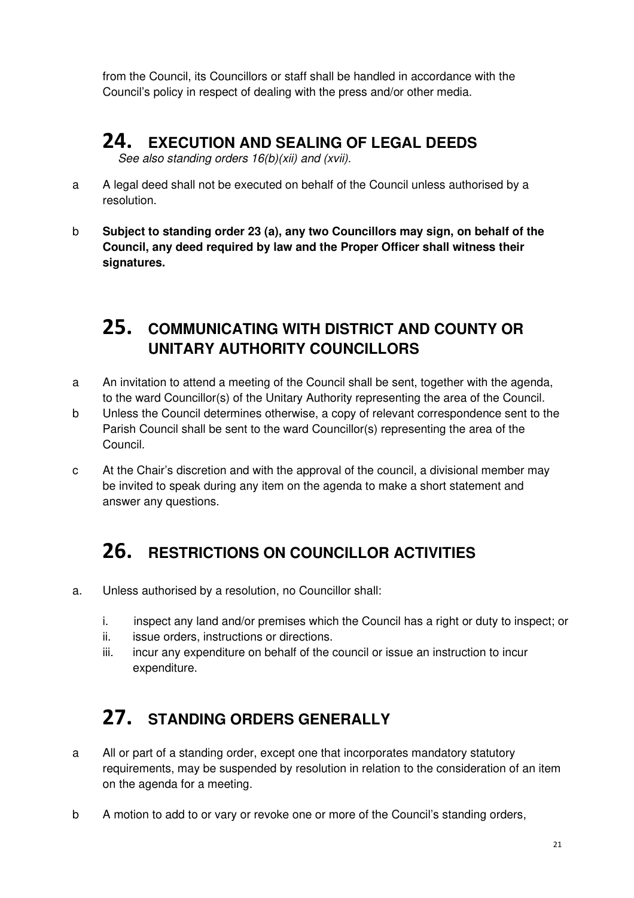from the Council, its Councillors or staff shall be handled in accordance with the Council's policy in respect of dealing with the press and/or other media.

## 24. EXECUTION AND SEALING OF LEGAL DEEDS

*See also standing orders 16(b)(xii) and (xvii).*

a A legal deed shall not be executed on behalf of the Council unless authorised by a resolution.

b **Subject to standing order 23 (a), any two Councillors may sign, on behalf of the Council, any deed required by law and the Proper Officer shall witness their signatures.**

## 25. COMMUNICATING WITH DISTRICT AND COUNTY OR UNITARY AUTHORITY COUNCILLORS

a An invitation to attend a meeting of the Council shall be sent, together with the agenda, to the ward Councillor(s) of the Unitary Authority representing the area of the Council.

b Unless the Council determines otherwise, a copy of relevant correspondence sent to the Parish Council shall be sent to the ward Councillor(s) representing the area of the Council.

c At the Chair's discretion and with the approval of the council, a divisional member may be invited to speak during any item on the agenda to make a short statement and answer any questions.

## 26. RESTRICTIONS ON COUNCILLOR ACTIVITIES

a. Unless authorised by a resolution, no Councillor shall:

   i. inspect any land and/or premises which the Council has a right or duty to inspect; or
   ii. issue orders, instructions or directions.
   iii. incur any expenditure on behalf of the council or issue an instruction to incur expenditure.

## 27. STANDING ORDERS GENERALLY

a All or part of a standing order, except one that incorporates mandatory statutory requirements, may be suspended by resolution in relation to the consideration of an item on the agenda for a meeting.

b A motion to add to or vary or revoke one or more of the Council's standing orders,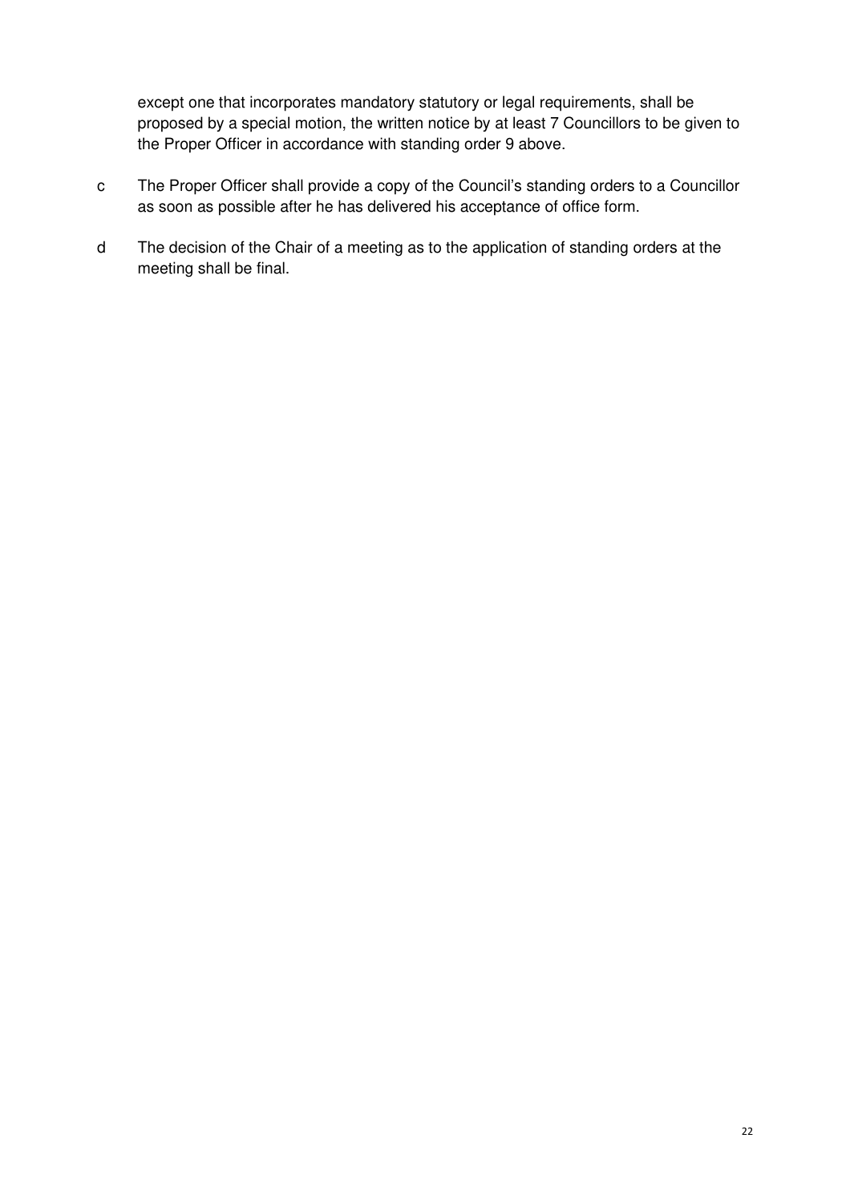except one that incorporates mandatory statutory or legal requirements, shall be proposed by a special motion, the written notice by at least 7 Councillors to be given to the Proper Officer in accordance with standing order 9 above.

c The Proper Officer shall provide a copy of the Council's standing orders to a Councillor as soon as possible after he has delivered his acceptance of office form.

d The decision of the Chair of a meeting as to the application of standing orders at the meeting shall be final.